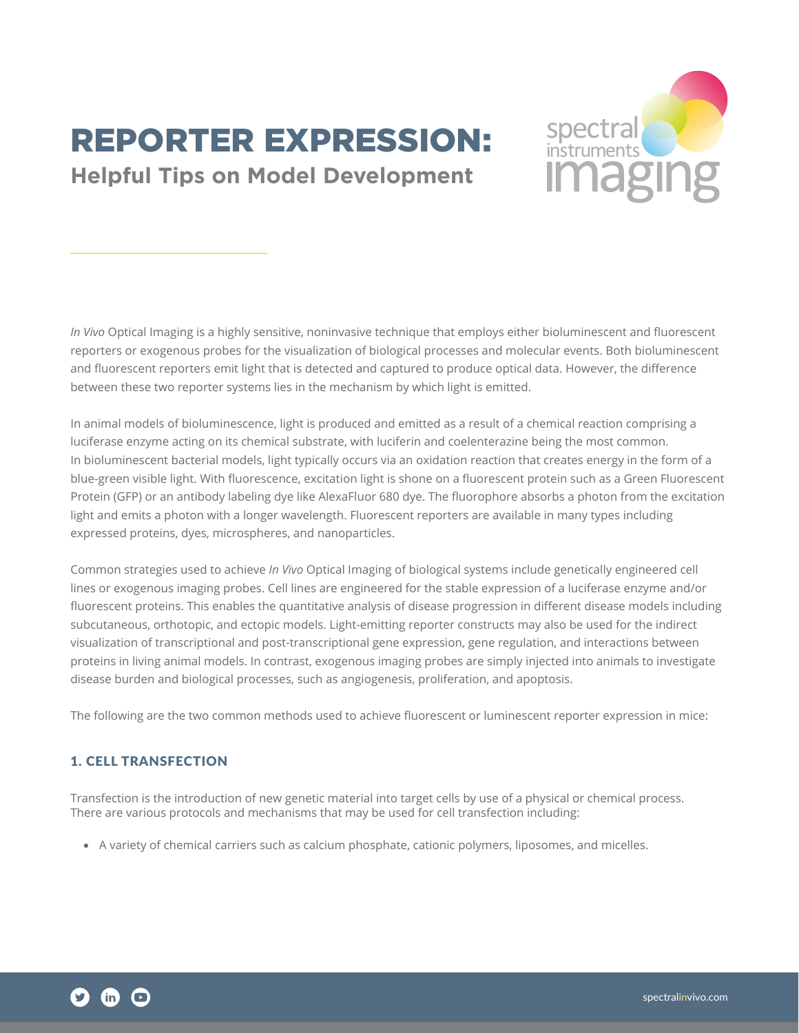# REPORTER EXPRESSION:

## Helpful Tips on Model Development

*In Vivo* Optical Imaging is a highly sensitive, noninvasive technique that employs either bioluminescent and fluorescent reporters or exogenous probes for the visualization of biological processes and molecular events. Both bioluminescent and fluorescent reporters emit light that is detected and captured to produce optical data. However, the difference between these two reporter systems lies in the mechanism by which light is emitted.

In animal models of bioluminescence, light is produced and emitted as a result of a chemical reaction comprising a luciferase enzyme acting on its chemical substrate, with luciferin and coelenterazine being the most common. In bioluminescent bacterial models, light typically occurs via an oxidation reaction that creates energy in the form of a blue-green visible light. With fluorescence, excitation light is shone on a fluorescent protein such as a Green Fluorescent Protein (GFP) or an antibody labeling dye like AlexaFluor 680 dye. The fluorophore absorbs a photon from the excitation light and emits a photon with a longer wavelength. Fluorescent reporters are available in many types including expressed proteins, dyes, microspheres, and nanoparticles.

Common strategies used to achieve *In Vivo* Optical Imaging of biological systems include genetically engineered cell lines or exogenous imaging probes. Cell lines are engineered for the stable expression of a luciferase enzyme and/or fluorescent proteins. This enables the quantitative analysis of disease progression in different disease models including subcutaneous, orthotopic, and ectopic models. Light-emitting reporter constructs may also be used for the indirect visualization of transcriptional and post-transcriptional gene expression, gene regulation, and interactions between proteins in living animal models. In contrast, exogenous imaging probes are simply injected into animals to investigate disease burden and biological processes, such as angiogenesis, proliferation, and apoptosis.

The following are the two common methods used to achieve fluorescent or luminescent reporter expression in mice:

### 1. CELL TRANSFECTION

Transfection is the introduction of new genetic material into target cells by use of a physical or chemical process. There are various protocols and mechanisms that may be used for cell transfection including:

- A variety of chemical carriers such as calcium phosphate, cationic polymers, liposomes, and micelles.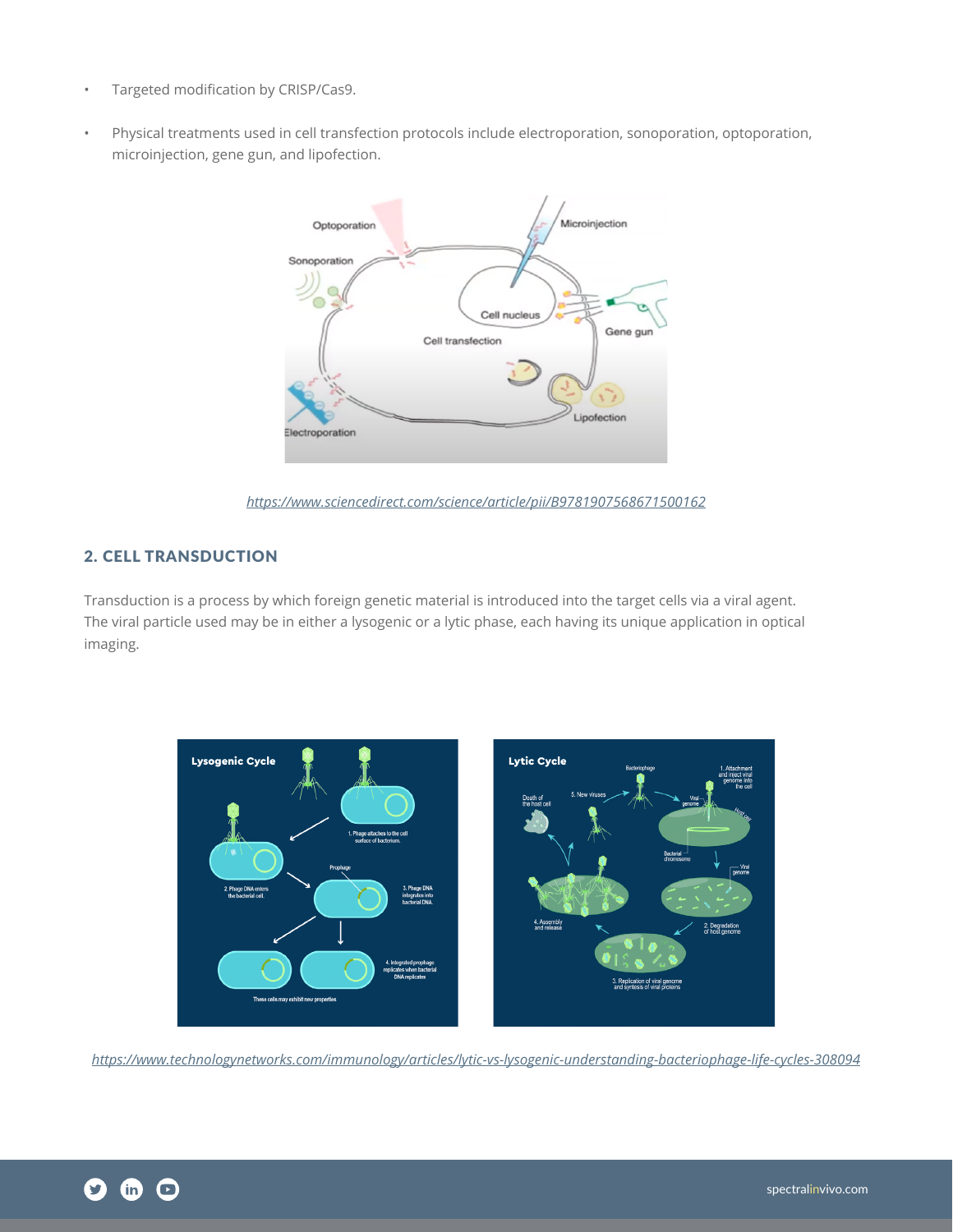- Targeted modification by CRISP/Cas9.
- Physical treatments used in cell transfection protocols include electroporation, sonoporation, optoporation, microinjection, gene gun, and lipofection.

https://www.sciencedirect.com/science/article/pii/B9781907568671500162

## 2. CELL TRANSDUCTION

Transduction is a process by which foreign genetic material is introduced into the target cells via a viral agent. The viral particle used may be in either a lysogenic or a lytic phase, each having its unique application in optical imaging.

https://www.technologynetworks.com/immunology/articles/lytic-vs-lysogenic-understanding-bacteriophage-life-cycles-308094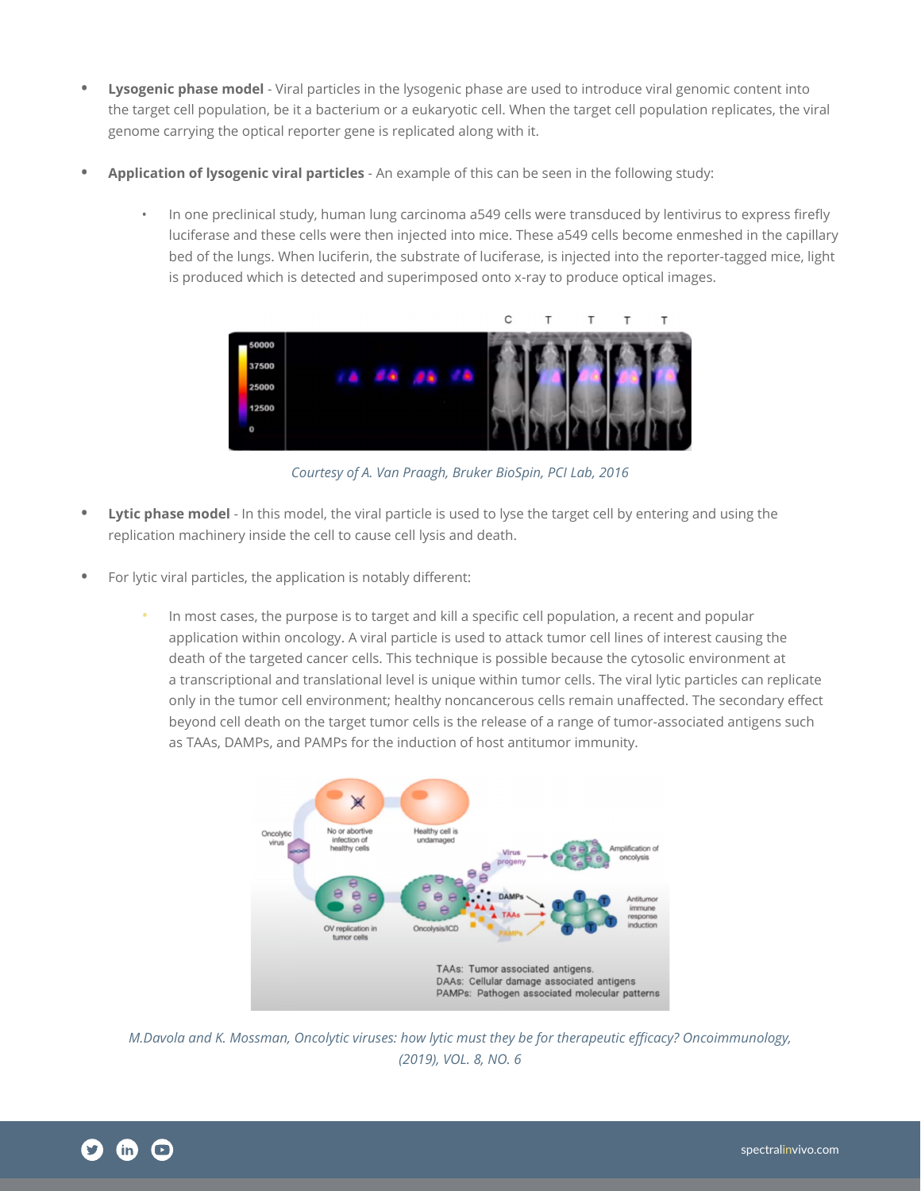- **Lysogenic phase model** - Viral particles in the lysogenic phase are used to introduce viral genomic content into the target cell population, be it a bacterium or a eukaryotic cell. When the target cell population replicates, the viral genome carrying the optical reporter gene is replicated along with it.

- **Application of lysogenic viral particles** - An example of this can be seen in the following study:

    - In one preclinical study, human lung carcinoma a549 cells were transduced by lentivirus to express firefly luciferase and these cells were then injected into mice. These a549 cells become enmeshed in the capillary bed of the lungs. When luciferin, the substrate of luciferase, is injected into the reporter-tagged mice, light is produced which is detected and superimposed onto x-ray to produce optical images.

*Courtesy of A. Van Praagh, Bruker BioSpin, PCI Lab, 2016*

- **Lytic phase model** - In this model, the viral particle is used to lyse the target cell by entering and using the replication machinery inside the cell to cause cell lysis and death.

- For lytic viral particles, the application is notably different:

    - In most cases, the purpose is to target and kill a specific cell population, a recent and popular application within oncology. A viral particle is used to attack tumor cell lines of interest causing the death of the targeted cancer cells. This technique is possible because the cytosolic environment at a transcriptional and translational level is unique within tumor cells. The viral lytic particles can replicate only in the tumor cell environment; healthy noncancerous cells remain unaffected. The secondary effect beyond cell death on the target tumor cells is the release of a range of tumor-associated antigens such as TAAs, DAMPs, and PAMPs for the induction of host antitumor immunity.

*M.Davola and K. Mossman, Oncolytic viruses: how lytic must they be for therapeutic efficacy? Oncoimmunology, (2019), VOL. 8, NO. 6*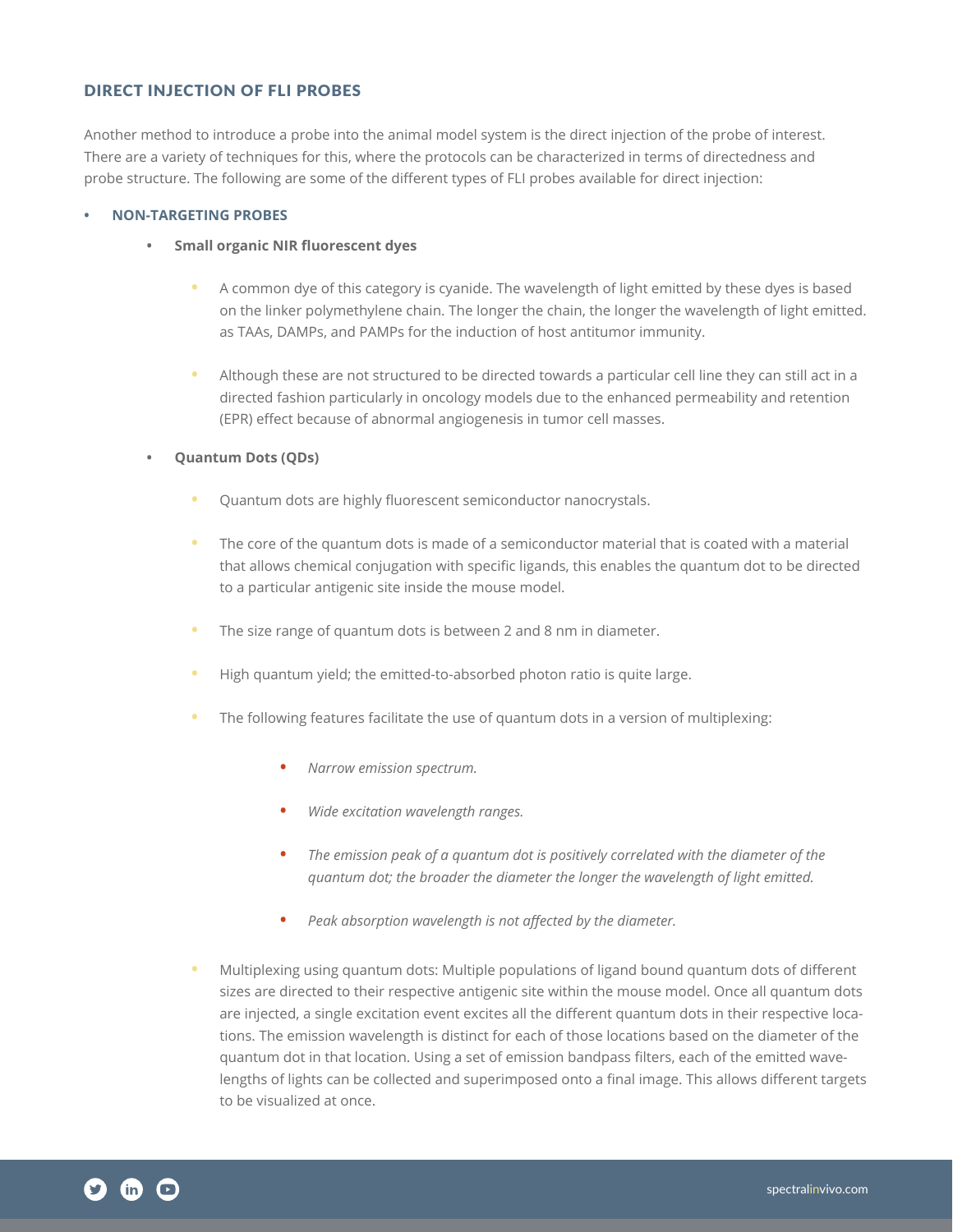## DIRECT INJECTION OF FLI PROBES

Another method to introduce a probe into the animal model system is the direct injection of the probe of interest. There are a variety of techniques for this, where the protocols can be characterized in terms of directedness and probe structure. The following are some of the different types of FLI probes available for direct injection:

- **NON-TARGETING PROBES**
  - **Small organic NIR fluorescent dyes**
    - A common dye of this category is cyanide. The wavelength of light emitted by these dyes is based on the linker polymethylene chain. The longer the chain, the longer the wavelength of light emitted. as TAAs, DAMPs, and PAMPs for the induction of host antitumor immunity.
    - Although these are not structured to be directed towards a particular cell line they can still act in a directed fashion particularly in oncology models due to the enhanced permeability and retention (EPR) effect because of abnormal angiogenesis in tumor cell masses.
  - **Quantum Dots (QDs)**
    - Quantum dots are highly fluorescent semiconductor nanocrystals.
    - The core of the quantum dots is made of a semiconductor material that is coated with a material that allows chemical conjugation with specific ligands, this enables the quantum dot to be directed to a particular antigenic site inside the mouse model.
    - The size range of quantum dots is between 2 and 8 nm in diameter.
    - High quantum yield; the emitted-to-absorbed photon ratio is quite large.
    - The following features facilitate the use of quantum dots in a version of multiplexing:
      - *Narrow emission spectrum.*
      - *Wide excitation wavelength ranges.*
      - *The emission peak of a quantum dot is positively correlated with the diameter of the quantum dot; the broader the diameter the longer the wavelength of light emitted.*
      - *Peak absorption wavelength is not affected by the diameter.*
    - Multiplexing using quantum dots: Multiple populations of ligand bound quantum dots of different sizes are directed to their respective antigenic site within the mouse model. Once all quantum dots are injected, a single excitation event excites all the different quantum dots in their respective locations. The emission wavelength is distinct for each of those locations based on the diameter of the quantum dot in that location. Using a set of emission bandpass filters, each of the emitted wavelengths of lights can be collected and superimposed onto a final image. This allows different targets to be visualized at once.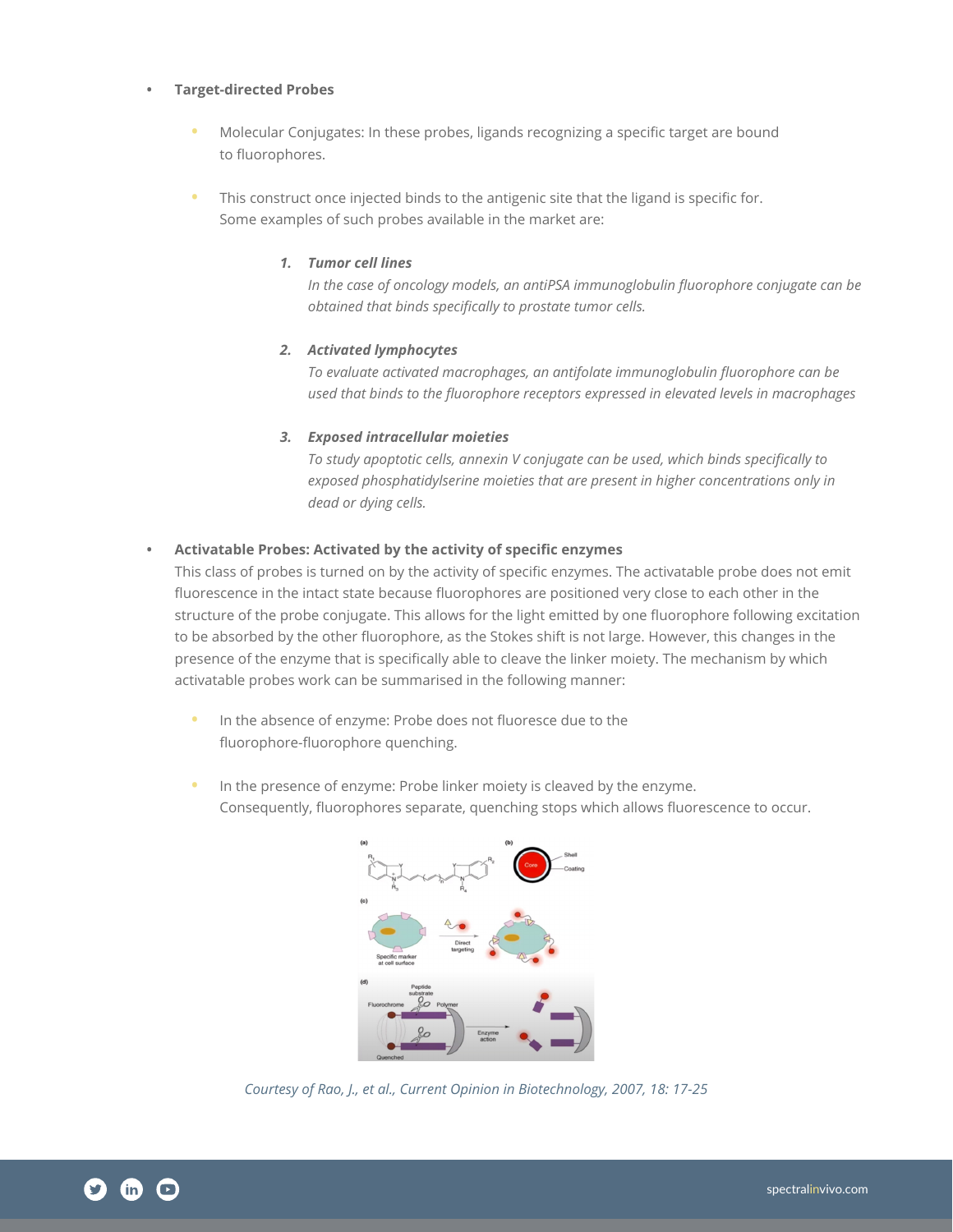- **Target-directed Probes**

    - Molecular Conjugates: In these probes, ligands recognizing a specific target are bound to fluorophores.

    - This construct once injected binds to the antigenic site that the ligand is specific for. Some examples of such probes available in the market are:

        1. ***Tumor cell lines***
           *In the case of oncology models, an antiPSA immunoglobulin fluorophore conjugate can be obtained that binds specifically to prostate tumor cells.*

        2. ***Activated lymphocytes***
           *To evaluate activated macrophages, an antifolate immunoglobulin fluorophore can be used that binds to the fluorophore receptors expressed in elevated levels in macrophages*

        3. ***Exposed intracellular moieties***
           *To study apoptotic cells, annexin V conjugate can be used, which binds specifically to exposed phosphatidylserine moieties that are present in higher concentrations only in dead or dying cells.*

- **Activatable Probes: Activated by the activity of specific enzymes**
  This class of probes is turned on by the activity of specific enzymes. The activatable probe does not emit fluorescence in the intact state because fluorophores are positioned very close to each other in the structure of the probe conjugate. This allows for the light emitted by one fluorophore following excitation to be absorbed by the other fluorophore, as the Stokes shift is not large. However, this changes in the presence of the enzyme that is specifically able to cleave the linker moiety. The mechanism by which activatable probes work can be summarised in the following manner:

    - In the absence of enzyme: Probe does not fluoresce due to the fluorophore-fluorophore quenching.

    - In the presence of enzyme: Probe linker moiety is cleaved by the enzyme. Consequently, fluorophores separate, quenching stops which allows fluorescence to occur.

*Courtesy of Rao, J., et al., Current Opinion in Biotechnology, 2007, 18: 17-25*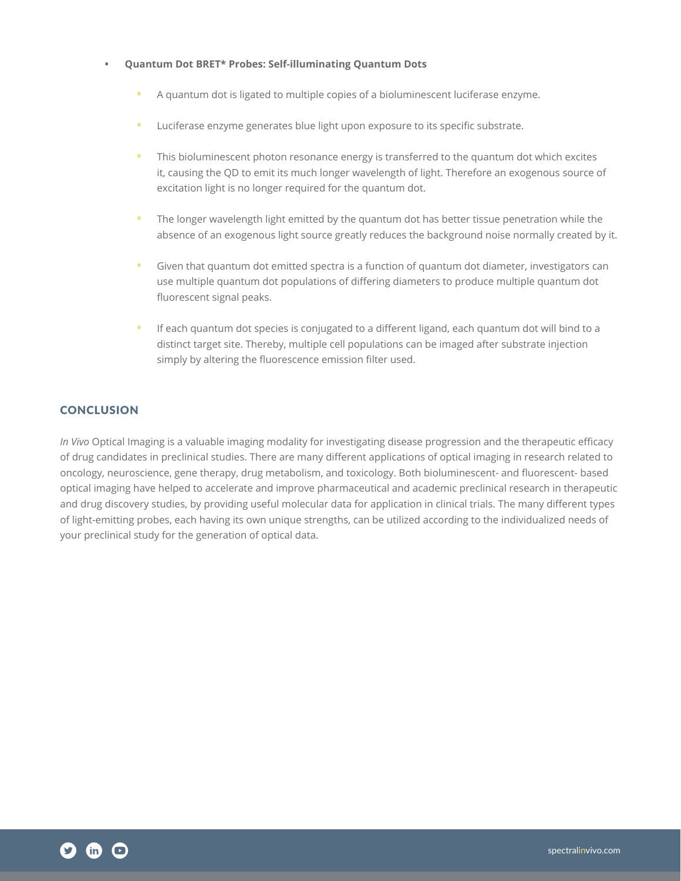- **Quantum Dot BRET* Probes: Self-illuminating Quantum Dots**
  - A quantum dot is ligated to multiple copies of a bioluminescent luciferase enzyme.
  - Luciferase enzyme generates blue light upon exposure to its specific substrate.
  - This bioluminescent photon resonance energy is transferred to the quantum dot which excites it, causing the QD to emit its much longer wavelength of light. Therefore an exogenous source of excitation light is no longer required for the quantum dot.
  - The longer wavelength light emitted by the quantum dot has better tissue penetration while the absence of an exogenous light source greatly reduces the background noise normally created by it.
  - Given that quantum dot emitted spectra is a function of quantum dot diameter, investigators can use multiple quantum dot populations of differing diameters to produce multiple quantum dot fluorescent signal peaks.
  - If each quantum dot species is conjugated to a different ligand, each quantum dot will bind to a distinct target site. Thereby, multiple cell populations can be imaged after substrate injection simply by altering the fluorescence emission filter used.

## CONCLUSION

*In Vivo* Optical Imaging is a valuable imaging modality for investigating disease progression and the therapeutic efficacy of drug candidates in preclinical studies. There are many different applications of optical imaging in research related to oncology, neuroscience, gene therapy, drug metabolism, and toxicology. Both bioluminescent- and fluorescent- based optical imaging have helped to accelerate and improve pharmaceutical and academic preclinical research in therapeutic and drug discovery studies, by providing useful molecular data for application in clinical trials. The many different types of light-emitting probes, each having its own unique strengths, can be utilized according to the individualized needs of your preclinical study for the generation of optical data.

spectralinvivo.com